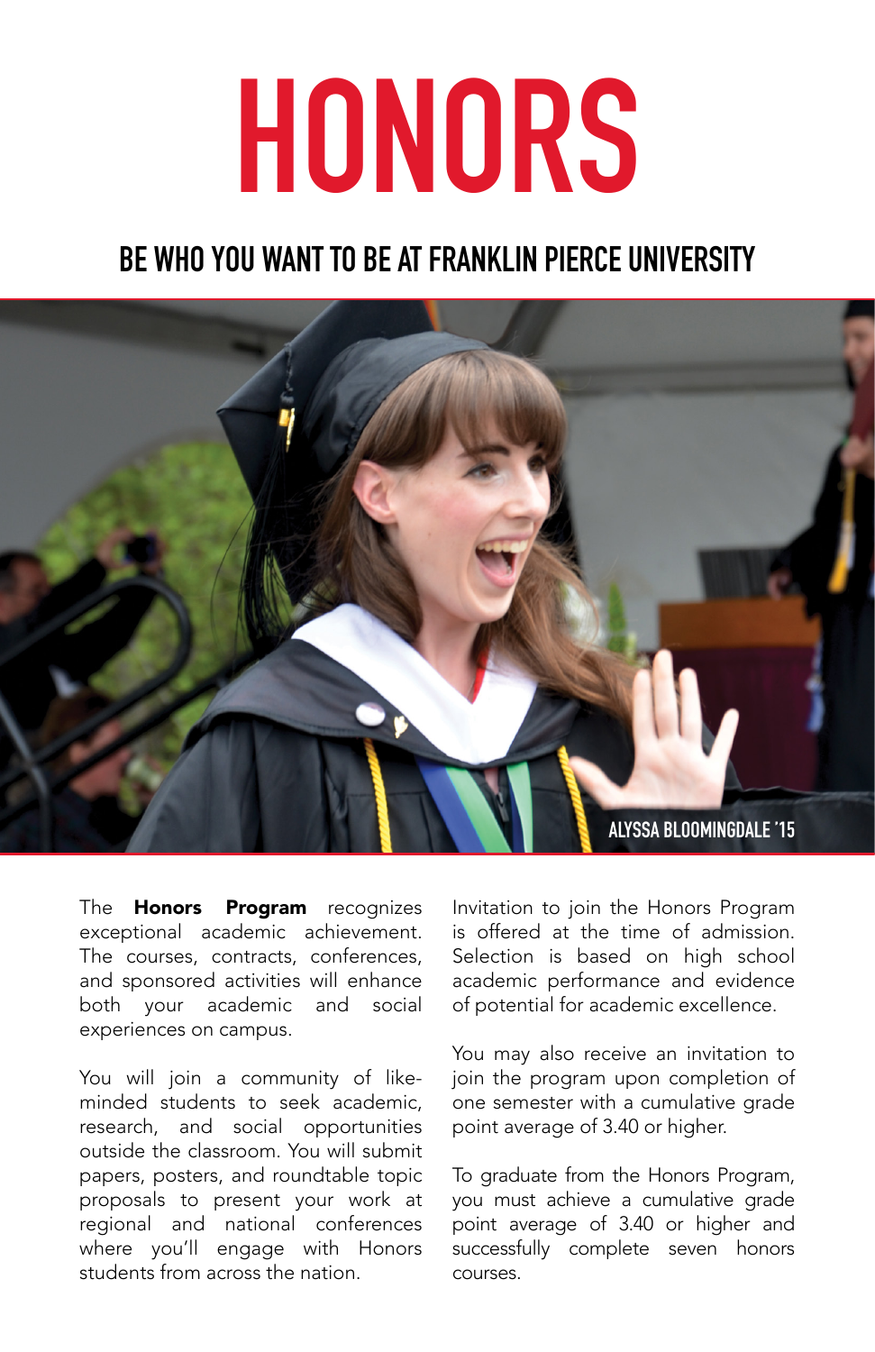# HONORS

## BE WHO YOU WANT TO BE AT FRANKLIN PIERCE UNIVERSITY

ALYSSA BLOOMINGDALE '15

The **Honors Program** recognizes exceptional academic achievement. The courses, contracts, conferences, and sponsored activities will enhance both your academic and social experiences on campus.

You will join a community of like-minded students to seek academic, research, and social opportunities outside the classroom. You will submit papers, posters, and roundtable topic proposals to present your work at regional and national conferences where you'll engage with Honors students from across the nation.

Invitation to join the Honors Program is offered at the time of admission. Selection is based on high school academic performance and evidence of potential for academic excellence.

You may also receive an invitation to join the program upon completion of one semester with a cumulative grade point average of 3.40 or higher.

To graduate from the Honors Program, you must achieve a cumulative grade point average of 3.40 or higher and successfully complete seven honors courses.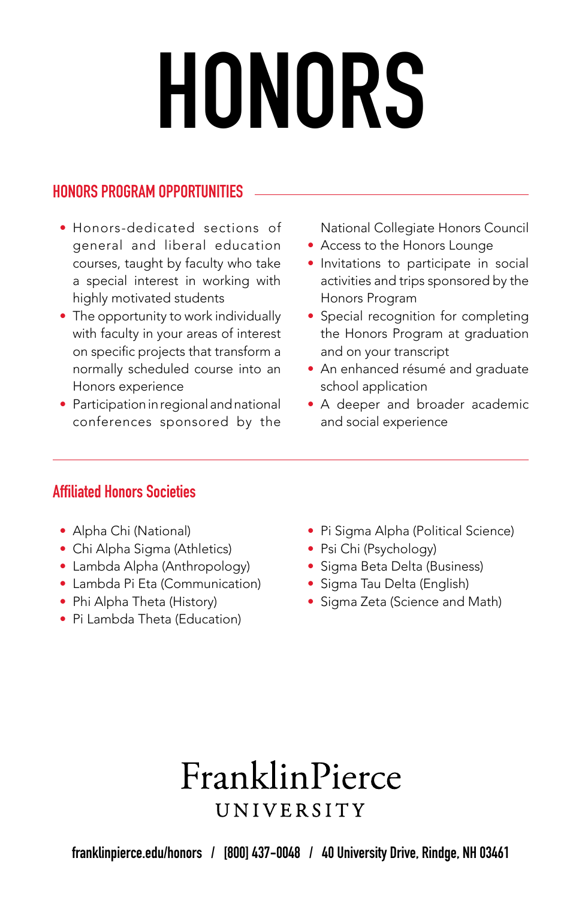# HONORS

## HONORS PROGRAM OPPORTUNITIES

- Honors-dedicated sections of general and liberal education courses, taught by faculty who take a special interest in working with highly motivated students
- The opportunity to work individually with faculty in your areas of interest on specific projects that transform a normally scheduled course into an Honors experience
- Participation in regional and national conferences sponsored by the National Collegiate Honors Council
- Access to the Honors Lounge
- Invitations to participate in social activities and trips sponsored by the Honors Program
- Special recognition for completing the Honors Program at graduation and on your transcript
- An enhanced résumé and graduate school application
- A deeper and broader academic and social experience

## Affiliated Honors Societies

- Alpha Chi (National)
- Chi Alpha Sigma (Athletics)
- Lambda Alpha (Anthropology)
- Lambda Pi Eta (Communication)
- Phi Alpha Theta (History)
- Pi Lambda Theta (Education)
- Pi Sigma Alpha (Political Science)
- Psi Chi (Psychology)
- Sigma Beta Delta (Business)
- Sigma Tau Delta (English)
- Sigma Zeta (Science and Math)

FranklinPierce
UNIVERSITY

**franklinpierce.edu/honors / [800] 437-0048 / 40 University Drive, Rindge, NH 03461**